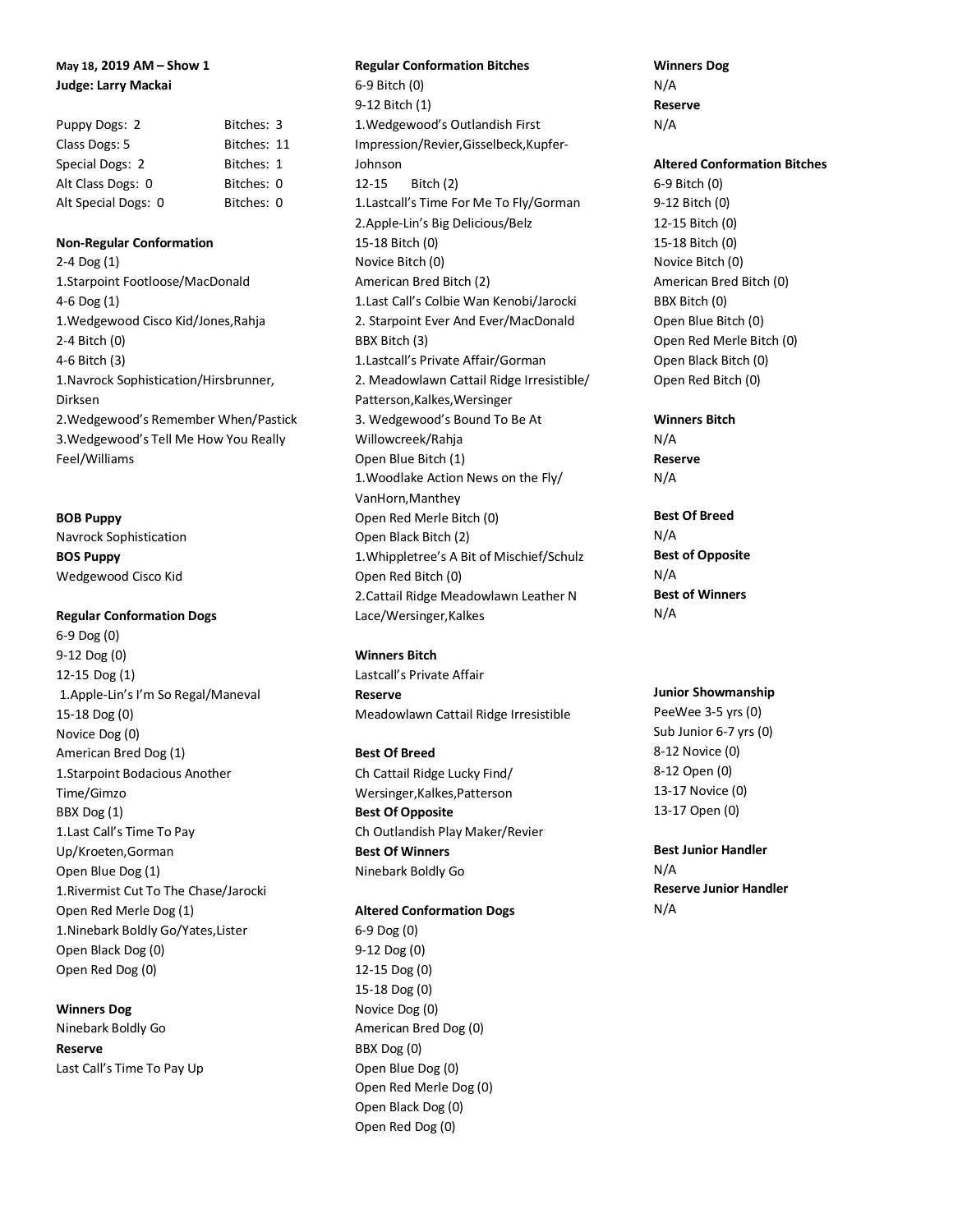**May 18, 2019 AM – Show 1**
**Judge: Larry Mackai**

| | |
|---|---|
| Puppy Dogs: 2 | Bitches: 3 |
| Class Dogs: 5 | Bitches: 11 |
| Special Dogs: 2 | Bitches: 1 |
| Alt Class Dogs: 0 | Bitches: 0 |
| Alt Special Dogs: 0 | Bitches: 0 |

**Non-Regular Conformation**
2-4 Dog (1)
1.Starpoint Footloose/MacDonald
4-6 Dog (1)
1.Wedgewood Cisco Kid/Jones,Rahja
2-4 Bitch (0)
4-6 Bitch (3)
1.Navrock Sophistication/Hirsbrunner, Dirksen
2.Wedgewood's Remember When/Pastick
3.Wedgewood's Tell Me How You Really Feel/Williams

**BOB Puppy**
Navrock Sophistication
**BOS Puppy**
Wedgewood Cisco Kid

**Regular Conformation Dogs**
6-9 Dog (0)
9-12 Dog (0)
12-15 Dog (1)
1.Apple-Lin's I'm So Regal/Maneval
15-18 Dog (0)
Novice Dog (0)
American Bred Dog (1)
1.Starpoint Bodacious Another Time/Gimzo
BBX Dog (1)
1.Last Call's Time To Pay Up/Kroeten,Gorman
Open Blue Dog (1)
1.Rivermist Cut To The Chase/Jarocki
Open Red Merle Dog (1)
1.Ninebark Boldly Go/Yates,Lister
Open Black Dog (0)
Open Red Dog (0)

**Winners Dog**
Ninebark Boldly Go
**Reserve**
Last Call's Time To Pay Up

**Regular Conformation Bitches**
6-9 Bitch (0)
9-12 Bitch (1)
1.Wedgewood's Outlandish First Impression/Revier,Gisselbeck,Kupfer-Johnson
12-15 Bitch (2)
1.Lastcall's Time For Me To Fly/Gorman
2.Apple-Lin's Big Delicious/Belz
15-18 Bitch (0)
Novice Bitch (0)
American Bred Bitch (2)
1.Last Call's Colbie Wan Kenobi/Jarocki
2. Starpoint Ever And Ever/MacDonald
BBX Bitch (3)
1.Lastcall's Private Affair/Gorman
2. Meadowlawn Cattail Ridge Irresistible/ Patterson,Kalkes,Wersinger
3. Wedgewood's Bound To Be At Willowcreek/Rahja
Open Blue Bitch (1)
1.Woodlake Action News on the Fly/ VanHorn,Manthey
Open Red Merle Bitch (0)
Open Black Bitch (2)
1.Whippletree's A Bit of Mischief/Schulz
Open Red Bitch (0)
2.Cattail Ridge Meadowlawn Leather N Lace/Wersinger,Kalkes

**Winners Bitch**
Lastcall's Private Affair
**Reserve**
Meadowlawn Cattail Ridge Irresistible

**Best Of Breed**
Ch Cattail Ridge Lucky Find/ Wersinger,Kalkes,Patterson
**Best Of Opposite**
Ch Outlandish Play Maker/Revier
**Best Of Winners**
Ninebark Boldly Go

**Altered Conformation Dogs**
6-9 Dog (0)
9-12 Dog (0)
12-15 Dog (0)
15-18 Dog (0)
Novice Dog (0)
American Bred Dog (0)
BBX Dog (0)
Open Blue Dog (0)
Open Red Merle Dog (0)
Open Black Dog (0)
Open Red Dog (0)

**Winners Dog**
N/A
**Reserve**
N/A

**Altered Conformation Bitches**
6-9 Bitch (0)
9-12 Bitch (0)
12-15 Bitch (0)
15-18 Bitch (0)
Novice Bitch (0)
American Bred Bitch (0)
BBX Bitch (0)
Open Blue Bitch (0)
Open Red Merle Bitch (0)
Open Black Bitch (0)
Open Red Bitch (0)

**Winners Bitch**
N/A
**Reserve**
N/A

**Best Of Breed**
N/A
**Best of Opposite**
N/A
**Best of Winners**
N/A

**Junior Showmanship**
PeeWee 3-5 yrs (0)
Sub Junior 6-7 yrs (0)
8-12 Novice (0)
8-12 Open (0)
13-17 Novice (0)
13-17 Open (0)

**Best Junior Handler**
N/A
**Reserve Junior Handler**
N/A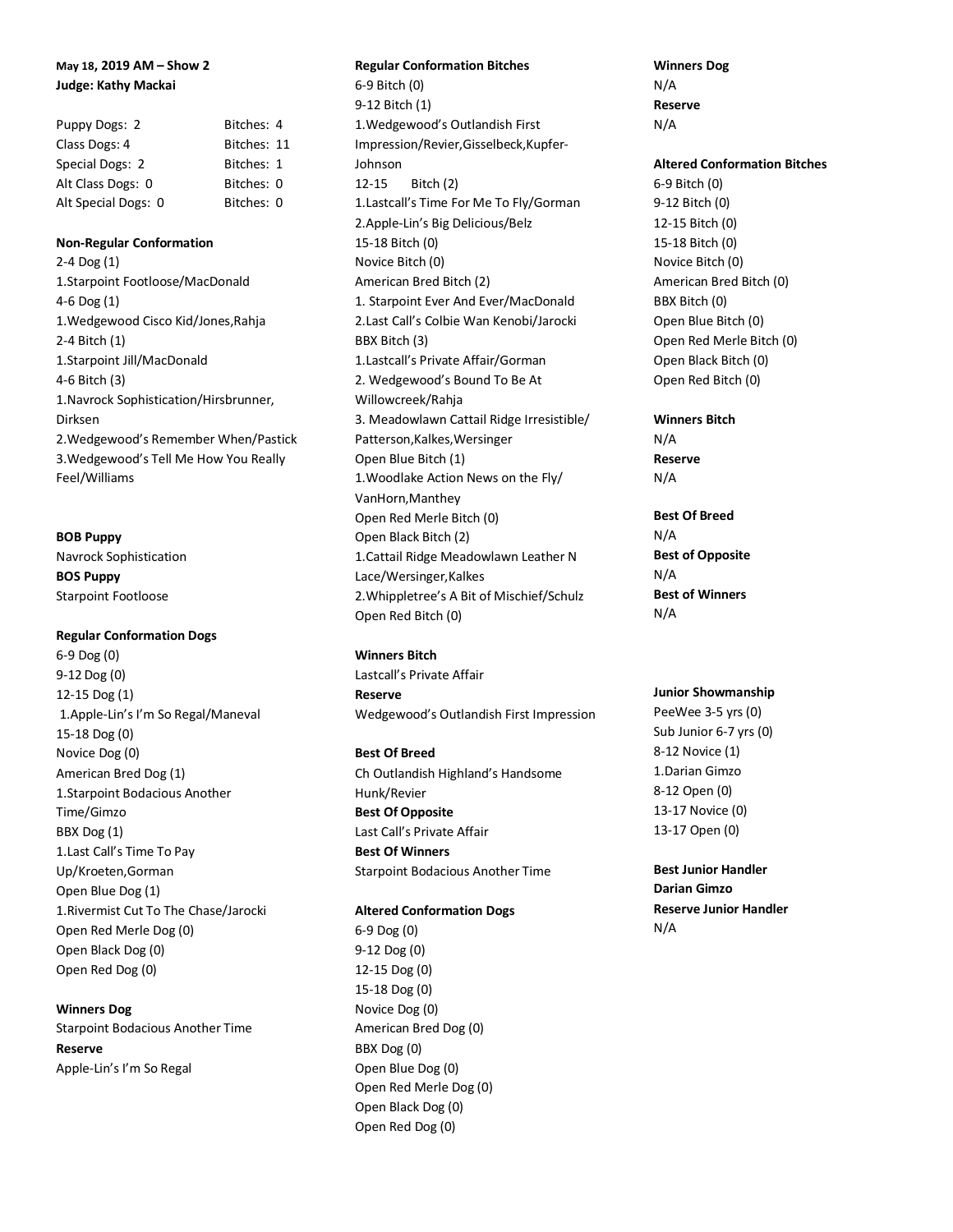**May 18, 2019 AM – Show 2**
**Judge: Kathy Mackai**

| | |
|---|---|
| Puppy Dogs: 2 | Bitches: 4 |
| Class Dogs: 4 | Bitches: 11 |
| Special Dogs: 2 | Bitches: 1 |
| Alt Class Dogs: 0 | Bitches: 0 |
| Alt Special Dogs: 0 | Bitches: 0 |

**Non-Regular Conformation**

2-4 Dog (1)
1.Starpoint Footloose/MacDonald
4-6 Dog (1)
1.Wedgewood Cisco Kid/Jones,Rahja
2-4 Bitch (1)
1.Starpoint Jill/MacDonald
4-6 Bitch (3)
1.Navrock Sophistication/Hirsbrunner, Dirksen
2.Wedgewood's Remember When/Pastick
3.Wedgewood's Tell Me How You Really Feel/Williams

**BOB Puppy**
Navrock Sophistication
**BOS Puppy**
Starpoint Footloose

**Regular Conformation Dogs**

6-9 Dog (0)
9-12 Dog (0)
12-15 Dog (1)
1.Apple-Lin's I'm So Regal/Maneval
15-18 Dog (0)
Novice Dog (0)
American Bred Dog (1)
1.Starpoint Bodacious Another Time/Gimzo
BBX Dog (1)
1.Last Call's Time To Pay Up/Kroeten,Gorman
Open Blue Dog (1)
1.Rivermist Cut To The Chase/Jarocki
Open Red Merle Dog (0)
Open Black Dog (0)
Open Red Dog (0)

**Winners Dog**
Starpoint Bodacious Another Time
**Reserve**
Apple-Lin's I'm So Regal

**Regular Conformation Bitches**

6-9 Bitch (0)
9-12 Bitch (1)
1.Wedgewood's Outlandish First Impression/Revier,Gisselbeck,Kupfer-Johnson
12-15 Bitch (2)
1.Lastcall's Time For Me To Fly/Gorman
2.Apple-Lin's Big Delicious/Belz
15-18 Bitch (0)
Novice Bitch (0)
American Bred Bitch (2)
1. Starpoint Ever And Ever/MacDonald
2.Last Call's Colbie Wan Kenobi/Jarocki
BBX Bitch (3)
1.Lastcall's Private Affair/Gorman
2. Wedgewood's Bound To Be At Willowcreek/Rahja
3. Meadowlawn Cattail Ridge Irresistible/ Patterson,Kalkes,Wersinger
Open Blue Bitch (1)
1.Woodlake Action News on the Fly/ VanHorn,Manthey
Open Red Merle Bitch (0)
Open Black Bitch (2)
1.Cattail Ridge Meadowlawn Leather N Lace/Wersinger,Kalkes
2.Whippletree's A Bit of Mischief/Schulz
Open Red Bitch (0)

**Winners Bitch**
Lastcall's Private Affair
**Reserve**
Wedgewood's Outlandish First Impression

**Best Of Breed**
Ch Outlandish Highland's Handsome Hunk/Revier
**Best Of Opposite**
Last Call's Private Affair
**Best Of Winners**
Starpoint Bodacious Another Time

**Altered Conformation Dogs**

6-9 Dog (0)
9-12 Dog (0)
12-15 Dog (0)
15-18 Dog (0)
Novice Dog (0)
American Bred Dog (0)
BBX Dog (0)
Open Blue Dog (0)
Open Red Merle Dog (0)
Open Black Dog (0)
Open Red Dog (0)

**Winners Dog**
N/A
**Reserve**
N/A

**Altered Conformation Bitches**

6-9 Bitch (0)
9-12 Bitch (0)
12-15 Bitch (0)
15-18 Bitch (0)
Novice Bitch (0)
American Bred Bitch (0)
BBX Bitch (0)
Open Blue Bitch (0)
Open Red Merle Bitch (0)
Open Black Bitch (0)
Open Red Bitch (0)

**Winners Bitch**
N/A
**Reserve**
N/A

**Best Of Breed**
N/A
**Best of Opposite**
N/A
**Best of Winners**
N/A

**Junior Showmanship**

PeeWee 3-5 yrs (0)
Sub Junior 6-7 yrs (0)
8-12 Novice (1)
1.Darian Gimzo
8-12 Open (0)
13-17 Novice (0)
13-17 Open (0)

**Best Junior Handler**
**Darian Gimzo**
**Reserve Junior Handler**
N/A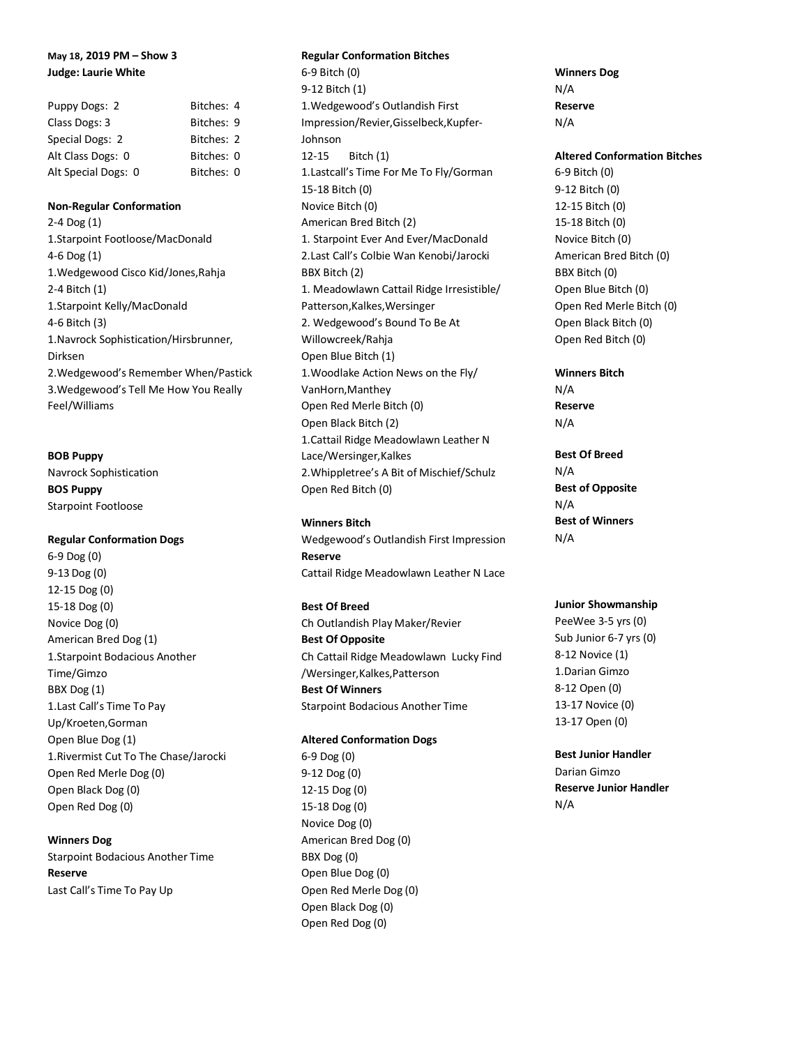**May 18, 2019 PM – Show 3**
**Judge: Laurie White**

| | |
|---|---|
| Puppy Dogs: 2 | Bitches: 4 |
| Class Dogs: 3 | Bitches: 9 |
| Special Dogs: 2 | Bitches: 2 |
| Alt Class Dogs: 0 | Bitches: 0 |
| Alt Special Dogs: 0 | Bitches: 0 |

**Non-Regular Conformation**

2-4 Dog (1)
1.Starpoint Footloose/MacDonald
4-6 Dog (1)
1.Wedgewood Cisco Kid/Jones,Rahja
2-4 Bitch (1)
1.Starpoint Kelly/MacDonald
4-6 Bitch (3)
1.Navrock Sophistication/Hirsbrunner, Dirksen
2.Wedgewood's Remember When/Pastick
3.Wedgewood's Tell Me How You Really Feel/Williams

**BOB Puppy**
Navrock Sophistication
**BOS Puppy**
Starpoint Footloose

**Regular Conformation Dogs**

6-9 Dog (0)
9-13 Dog (0)
12-15 Dog (0)
15-18 Dog (0)
Novice Dog (0)
American Bred Dog (1)
1.Starpoint Bodacious Another Time/Gimzo
BBX Dog (1)
1.Last Call's Time To Pay Up/Kroeten,Gorman
Open Blue Dog (1)
1.Rivermist Cut To The Chase/Jarocki
Open Red Merle Dog (0)
Open Black Dog (0)
Open Red Dog (0)

**Winners Dog**
Starpoint Bodacious Another Time
**Reserve**
Last Call's Time To Pay Up

**Regular Conformation Bitches**

6-9 Bitch (0)
9-12 Bitch (1)
1.Wedgewood's Outlandish First Impression/Revier,Gisselbeck,Kupfer-Johnson
12-15 Bitch (1)
1.Lastcall's Time For Me To Fly/Gorman
15-18 Bitch (0)
Novice Bitch (0)
American Bred Bitch (2)
1. Starpoint Ever And Ever/MacDonald
2.Last Call's Colbie Wan Kenobi/Jarocki
BBX Bitch (2)
1. Meadowlawn Cattail Ridge Irresistible/ Patterson,Kalkes,Wersinger
2. Wedgewood's Bound To Be At Willowcreek/Rahja
Open Blue Bitch (1)
1.Woodlake Action News on the Fly/ VanHorn,Manthey
Open Red Merle Bitch (0)
Open Black Bitch (2)
1.Cattail Ridge Meadowlawn Leather N Lace/Wersinger,Kalkes
2.Whippletree's A Bit of Mischief/Schulz
Open Red Bitch (0)

**Winners Bitch**
Wedgewood's Outlandish First Impression
**Reserve**
Cattail Ridge Meadowlawn Leather N Lace

**Best Of Breed**
Ch Outlandish Play Maker/Revier
**Best Of Opposite**
Ch Cattail Ridge Meadowlawn Lucky Find /Wersinger,Kalkes,Patterson
**Best Of Winners**
Starpoint Bodacious Another Time

**Altered Conformation Dogs**

6-9 Dog (0)
9-12 Dog (0)
12-15 Dog (0)
15-18 Dog (0)
Novice Dog (0)
American Bred Dog (0)
BBX Dog (0)
Open Blue Dog (0)
Open Red Merle Dog (0)
Open Black Dog (0)
Open Red Dog (0)

**Winners Dog**
N/A
**Reserve**
N/A

**Altered Conformation Bitches**

6-9 Bitch (0)
9-12 Bitch (0)
12-15 Bitch (0)
15-18 Bitch (0)
Novice Bitch (0)
American Bred Bitch (0)
BBX Bitch (0)
Open Blue Bitch (0)
Open Red Merle Bitch (0)
Open Black Bitch (0)
Open Red Bitch (0)

**Winners Bitch**
N/A
**Reserve**
N/A

**Best Of Breed**
N/A
**Best of Opposite**
N/A
**Best of Winners**
N/A

**Junior Showmanship**

PeeWee 3-5 yrs (0)
Sub Junior 6-7 yrs (0)
8-12 Novice (1)
1.Darian Gimzo
8-12 Open (0)
13-17 Novice (0)
13-17 Open (0)

**Best Junior Handler**
Darian Gimzo
**Reserve Junior Handler**
N/A